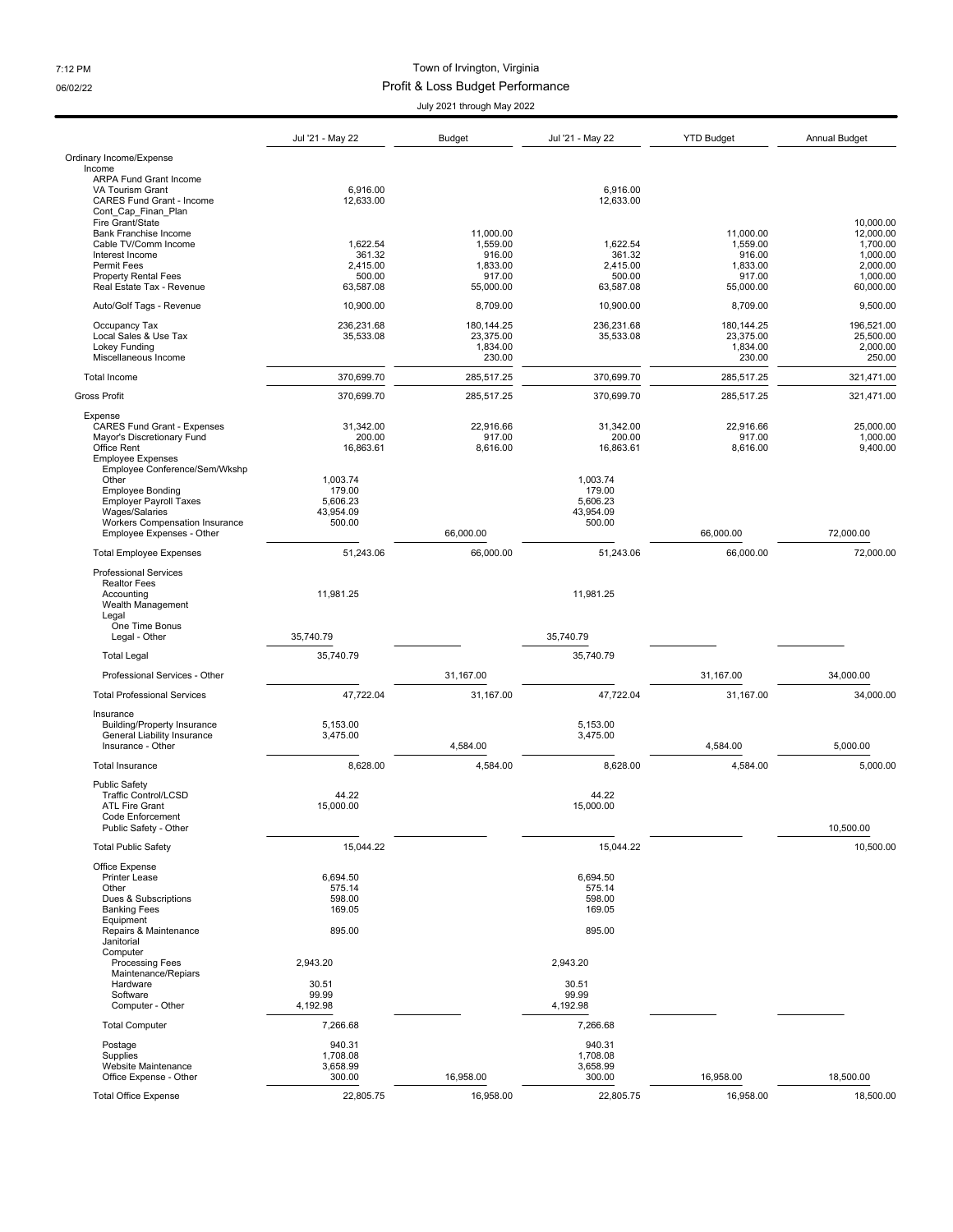# Town of Irvington, Virginia

## Profit & Loss Budget Performance

July 2021 through May 2022

| | Jul '21 - May 22 | Budget | Jul '21 - May 22 | YTD Budget | Annual Budget |
|---|---|---|---|---|---|
| Ordinary Income/Expense | | | | | |
| Income | | | | | |
| ARPA Fund Grant Income | | | | | |
| VA Tourism Grant | 6,916.00 | | 6,916.00 | | |
| CARES Fund Grant - Income | 12,633.00 | | 12,633.00 | | |
| Cont_Cap_Finan_Plan | | | | | |
| Fire Grant/State | | | | | 10,000.00 |
| Bank Franchise Income | | 11,000.00 | | 11,000.00 | 12,000.00 |
| Cable TV/Comm Income | 1,622.54 | 1,559.00 | 1,622.54 | 1,559.00 | 1,700.00 |
| Interest Income | 361.32 | 916.00 | 361.32 | 916.00 | 1,000.00 |
| Permit Fees | 2,415.00 | 1,833.00 | 2,415.00 | 1,833.00 | 2,000.00 |
| Property Rental Fees | 500.00 | 917.00 | 500.00 | 917.00 | 1,000.00 |
| Real Estate Tax - Revenue | 63,587.08 | 55,000.00 | 63,587.08 | 55,000.00 | 60,000.00 |
| Auto/Golf Tags - Revenue | 10,900.00 | 8,709.00 | 10,900.00 | 8,709.00 | 9,500.00 |
| Occupancy Tax | 236,231.68 | 180,144.25 | 236,231.68 | 180,144.25 | 196,521.00 |
| Local Sales & Use Tax | 35,533.08 | 23,375.00 | 35,533.08 | 23,375.00 | 25,500.00 |
| Lokey Funding | | 1,834.00 | | 1,834.00 | 2,000.00 |
| Miscellaneous Income | | 230.00 | | 230.00 | 250.00 |
| Total Income | 370,699.70 | 285,517.25 | 370,699.70 | 285,517.25 | 321,471.00 |
| Gross Profit | 370,699.70 | 285,517.25 | 370,699.70 | 285,517.25 | 321,471.00 |
| Expense | | | | | |
| CARES Fund Grant - Expenses | 31,342.00 | 22,916.66 | 31,342.00 | 22,916.66 | 25,000.00 |
| Mayor's Discretionary Fund | 200.00 | 917.00 | 200.00 | 917.00 | 1,000.00 |
| Office Rent | 16,863.61 | 8,616.00 | 16,863.61 | 8,616.00 | 9,400.00 |
| Employee Expenses | | | | | |
| Employee Conference/Sem/Wkshp | | | | | |
| Other | 1,003.74 | | 1,003.74 | | |
| Employee Bonding | 179.00 | | 179.00 | | |
| Employer Payroll Taxes | 5,606.23 | | 5,606.23 | | |
| Wages/Salaries | 43,954.09 | | 43,954.09 | | |
| Workers Compensation Insurance | 500.00 | | 500.00 | | |
| Employee Expenses - Other | | 66,000.00 | | 66,000.00 | 72,000.00 |
| Total Employee Expenses | 51,243.06 | 66,000.00 | 51,243.06 | 66,000.00 | 72,000.00 |
| Professional Services | | | | | |
| Realtor Fees | | | | | |
| Accounting | 11,981.25 | | 11,981.25 | | |
| Wealth Management | | | | | |
| Legal | | | | | |
| One Time Bonus | | | | | |
| Legal - Other | 35,740.79 | | 35,740.79 | | |
| Total Legal | 35,740.79 | | 35,740.79 | | |
| Professional Services - Other | | 31,167.00 | | 31,167.00 | 34,000.00 |
| Total Professional Services | 47,722.04 | 31,167.00 | 47,722.04 | 31,167.00 | 34,000.00 |
| Insurance | | | | | |
| Building/Property Insurance | 5,153.00 | | 5,153.00 | | |
| General Liability Insurance | 3,475.00 | | 3,475.00 | | |
| Insurance - Other | | 4,584.00 | | 4,584.00 | 5,000.00 |
| Total Insurance | 8,628.00 | 4,584.00 | 8,628.00 | 4,584.00 | 5,000.00 |
| Public Safety | | | | | |
| Traffic Control/LCSD | 44.22 | | 44.22 | | |
| ATL Fire Grant | 15,000.00 | | 15,000.00 | | |
| Code Enforcement | | | | | |
| Public Safety - Other | | | | | 10,500.00 |
| Total Public Safety | 15,044.22 | | 15,044.22 | | 10,500.00 |
| Office Expense | | | | | |
| Printer Lease | 6,694.50 | | 6,694.50 | | |
| Other | 575.14 | | 575.14 | | |
| Dues & Subscriptions | 598.00 | | 598.00 | | |
| Banking Fees | 169.05 | | 169.05 | | |
| Equipment | | | | | |
| Repairs & Maintenance | 895.00 | | 895.00 | | |
| Janitorial | | | | | |
| Computer | | | | | |
| Processing Fees | 2,943.20 | | 2,943.20 | | |
| Maintenance/Repiars | | | | | |
| Hardware | 30.51 | | 30.51 | | |
| Software | 99.99 | | 99.99 | | |
| Computer - Other | 4,192.98 | | 4,192.98 | | |
| Total Computer | 7,266.68 | | 7,266.68 | | |
| Postage | 940.31 | | 940.31 | | |
| Supplies | 1,708.08 | | 1,708.08 | | |
| Website Maintenance | 3,658.99 | | 3,658.99 | | |
| Office Expense - Other | 300.00 | 16,958.00 | 300.00 | 16,958.00 | 18,500.00 |
| Total Office Expense | 22,805.75 | 16,958.00 | 22,805.75 | 16,958.00 | 18,500.00 |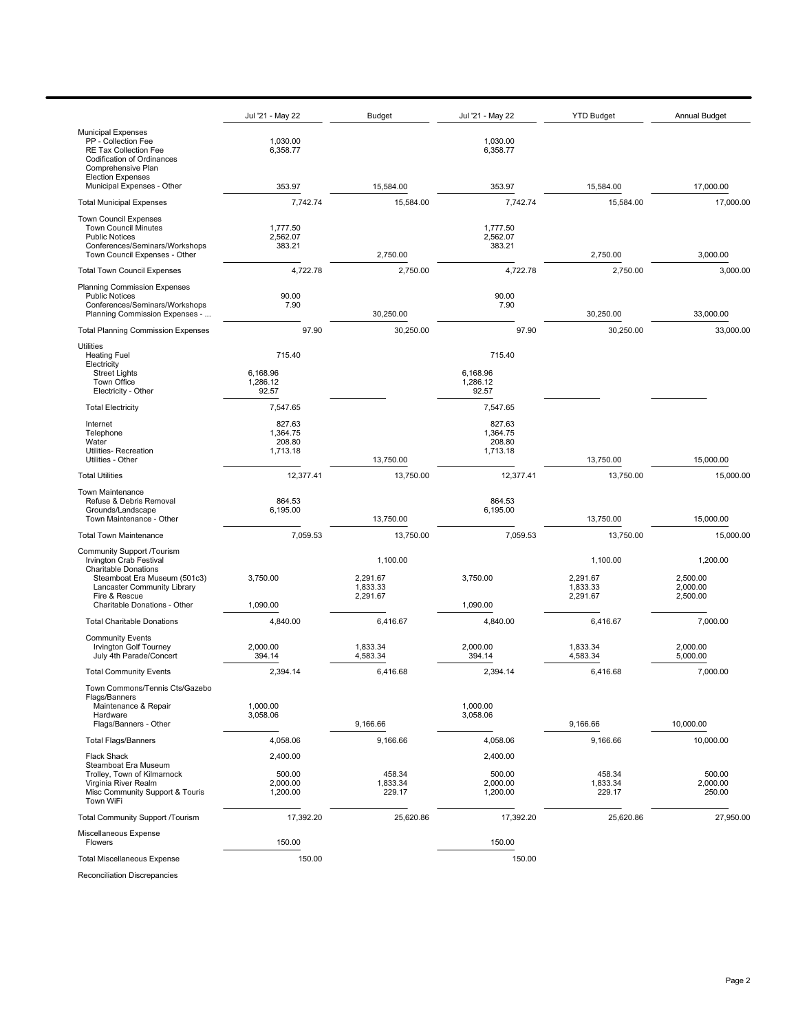| | Jul '21 - May 22 | Budget | Jul '21 - May 22 | YTD Budget | Annual Budget |
|---|---|---|---|---|---|
| Municipal Expenses | | | | | |
| PP - Collection Fee | 1,030.00 | | 1,030.00 | | |
| RE Tax Collection Fee | 6,358.77 | | 6,358.77 | | |
| Codification of Ordinances | | | | | |
| Comprehensive Plan | | | | | |
| Election Expenses | | | | | |
| Municipal Expenses - Other | 353.97 | 15,584.00 | 353.97 | 15,584.00 | 17,000.00 |
| Total Municipal Expenses | 7,742.74 | 15,584.00 | 7,742.74 | 15,584.00 | 17,000.00 |
| Town Council Expenses | | | | | |
| Town Council Minutes | 1,777.50 | | 1,777.50 | | |
| Public Notices | 2,562.07 | | 2,562.07 | | |
| Conferences/Seminars/Workshops | 383.21 | | 383.21 | | |
| Town Council Expenses - Other | | 2,750.00 | | 2,750.00 | 3,000.00 |
| Total Town Council Expenses | 4,722.78 | 2,750.00 | 4,722.78 | 2,750.00 | 3,000.00 |
| Planning Commission Expenses | | | | | |
| Public Notices | 90.00 | | 90.00 | | |
| Conferences/Seminars/Workshops | 7.90 | | 7.90 | | |
| Planning Commission Expenses - ... | | 30,250.00 | | 30,250.00 | 33,000.00 |
| Total Planning Commission Expenses | 97.90 | 30,250.00 | 97.90 | 30,250.00 | 33,000.00 |
| Utilities | | | | | |
| Heating Fuel | 715.40 | | 715.40 | | |
| Electricity | | | | | |
| Street Lights | 6,168.96 | | 6,168.96 | | |
| Town Office | 1,286.12 | | 1,286.12 | | |
| Electricity - Other | 92.57 | | 92.57 | | |
| Total Electricity | 7,547.65 | | 7,547.65 | | |
| Internet | 827.63 | | 827.63 | | |
| Telephone | 1,364.75 | | 1,364.75 | | |
| Water | 208.80 | | 208.80 | | |
| Utilities- Recreation | 1,713.18 | | 1,713.18 | | |
| Utilities - Other | | 13,750.00 | | 13,750.00 | 15,000.00 |
| Total Utilities | 12,377.41 | 13,750.00 | 12,377.41 | 13,750.00 | 15,000.00 |
| Town Maintenance | | | | | |
| Refuse & Debris Removal | 864.53 | | 864.53 | | |
| Grounds/Landscape | 6,195.00 | | 6,195.00 | | |
| Town Maintenance - Other | | 13,750.00 | | 13,750.00 | 15,000.00 |
| Total Town Maintenance | 7,059.53 | 13,750.00 | 7,059.53 | 13,750.00 | 15,000.00 |
| Community Support /Tourism | | | | | |
| Irvington Crab Festival | | 1,100.00 | | 1,100.00 | 1,200.00 |
| Charitable Donations | | | | | |
| Steamboat Era Museum (501c3) | 3,750.00 | 2,291.67 | 3,750.00 | 2,291.67 | 2,500.00 |
| Lancaster Community Library | | 1,833.33 | | 1,833.33 | 2,000.00 |
| Fire & Rescue | | 2,291.67 | | 2,291.67 | 2,500.00 |
| Charitable Donations - Other | 1,090.00 | | 1,090.00 | | |
| Total Charitable Donations | 4,840.00 | 6,416.67 | 4,840.00 | 6,416.67 | 7,000.00 |
| Community Events | | | | | |
| Irvington Golf Tourney | 2,000.00 | 1,833.34 | 2,000.00 | 1,833.34 | 2,000.00 |
| July 4th Parade/Concert | 394.14 | 4,583.34 | 394.14 | 4,583.34 | 5,000.00 |
| Total Community Events | 2,394.14 | 6,416.68 | 2,394.14 | 6,416.68 | 7,000.00 |
| Town Commons/Tennis Cts/Gazebo | | | | | |
| Flags/Banners | | | | | |
| Maintenance & Repair | 1,000.00 | | 1,000.00 | | |
| Hardware | 3,058.06 | | 3,058.06 | | |
| Flags/Banners - Other | | 9,166.66 | | 9,166.66 | 10,000.00 |
| Total Flags/Banners | 4,058.06 | 9,166.66 | 4,058.06 | 9,166.66 | 10,000.00 |
| Flack Shack | 2,400.00 | | 2,400.00 | | |
| Steamboat Era Museum | | | | | |
| Trolley, Town of Kilmarnock | 500.00 | 458.34 | 500.00 | 458.34 | 500.00 |
| Virginia River Realm | 2,000.00 | 1,833.34 | 2,000.00 | 1,833.34 | 2,000.00 |
| Misc Community Support & Touris | 1,200.00 | 229.17 | 1,200.00 | 229.17 | 250.00 |
| Town WiFi | | | | | |
| Total Community Support /Tourism | 17,392.20 | 25,620.86 | 17,392.20 | 25,620.86 | 27,950.00 |
| Miscellaneous Expense | | | | | |
| Flowers | 150.00 | | 150.00 | | |
| Total Miscellaneous Expense | 150.00 | | 150.00 | | |
| Reconciliation Discrepancies | | | | | |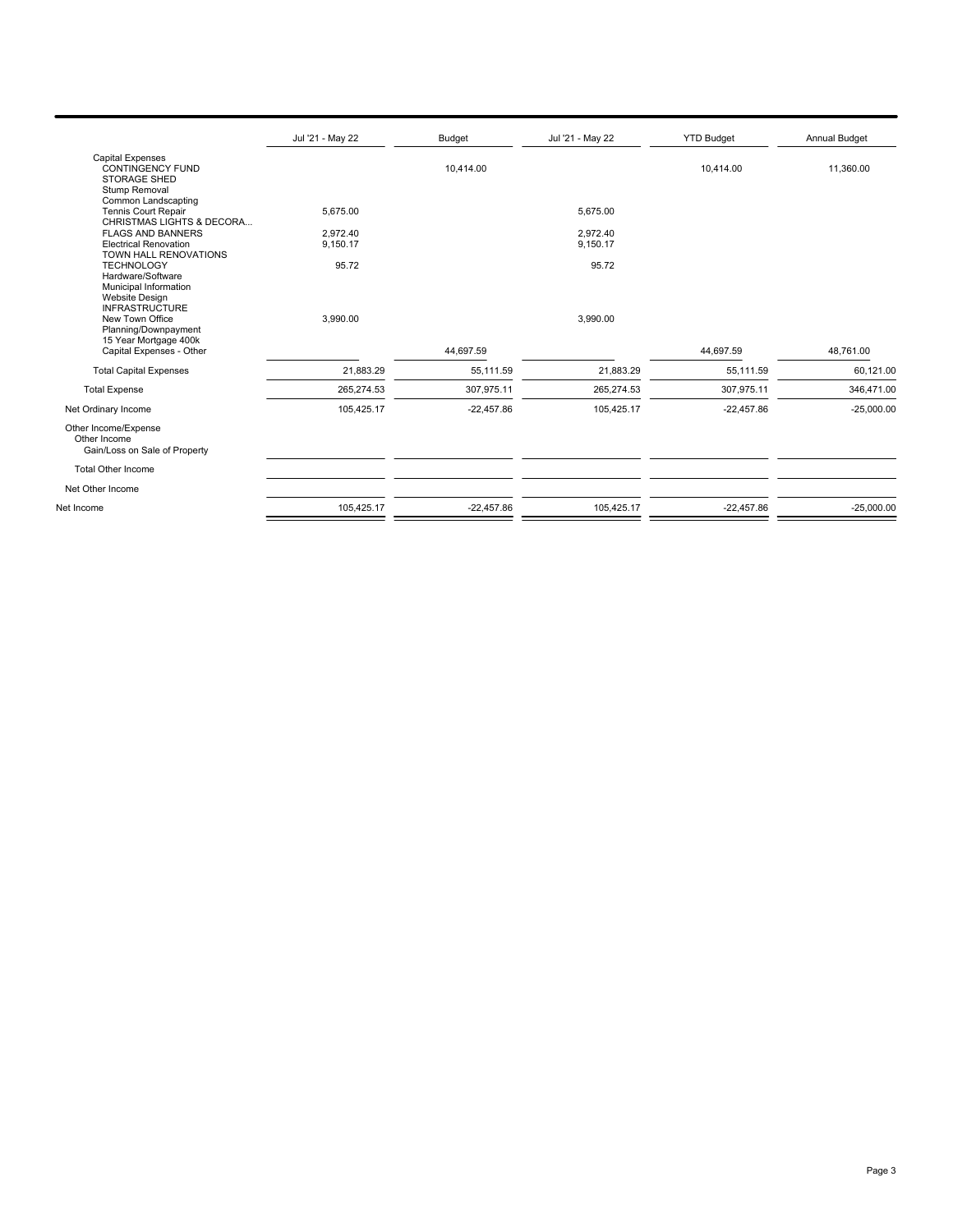| | Jul '21 - May 22 | Budget | Jul '21 - May 22 | YTD Budget | Annual Budget |
|---|---|---|---|---|---|
| Capital Expenses | | | | | |
| CONTINGENCY FUND | | 10,414.00 | | 10,414.00 | 11,360.00 |
| STORAGE SHED | | | | | |
| Stump Removal | | | | | |
| Common Landscapting | | | | | |
| Tennis Court Repair | 5,675.00 | | 5,675.00 | | |
| CHRISTMAS LIGHTS & DECORA... | | | | | |
| FLAGS AND BANNERS | 2,972.40 | | 2,972.40 | | |
| Electrical Renovation | 9,150.17 | | 9,150.17 | | |
| TOWN HALL RENOVATIONS | | | | | |
| TECHNOLOGY | 95.72 | | 95.72 | | |
| Hardware/Software | | | | | |
| Municipal Information | | | | | |
| Website Design | | | | | |
| INFRASTRUCTURE | | | | | |
| New Town Office | 3,990.00 | | 3,990.00 | | |
| Planning/Downpayment | | | | | |
| 15 Year Mortgage 400k | | | | | |
| Capital Expenses - Other | | 44,697.59 | | 44,697.59 | 48,761.00 |
| Total Capital Expenses | 21,883.29 | 55,111.59 | 21,883.29 | 55,111.59 | 60,121.00 |
| Total Expense | 265,274.53 | 307,975.11 | 265,274.53 | 307,975.11 | 346,471.00 |
| Net Ordinary Income | 105,425.17 | -22,457.86 | 105,425.17 | -22,457.86 | -25,000.00 |
| Other Income/Expense | | | | | |
| Other Income | | | | | |
| Gain/Loss on Sale of Property | | | | | |
| Total Other Income | | | | | |
| Net Other Income | | | | | |
| Net Income | 105,425.17 | -22,457.86 | 105,425.17 | -22,457.86 | -25,000.00 |